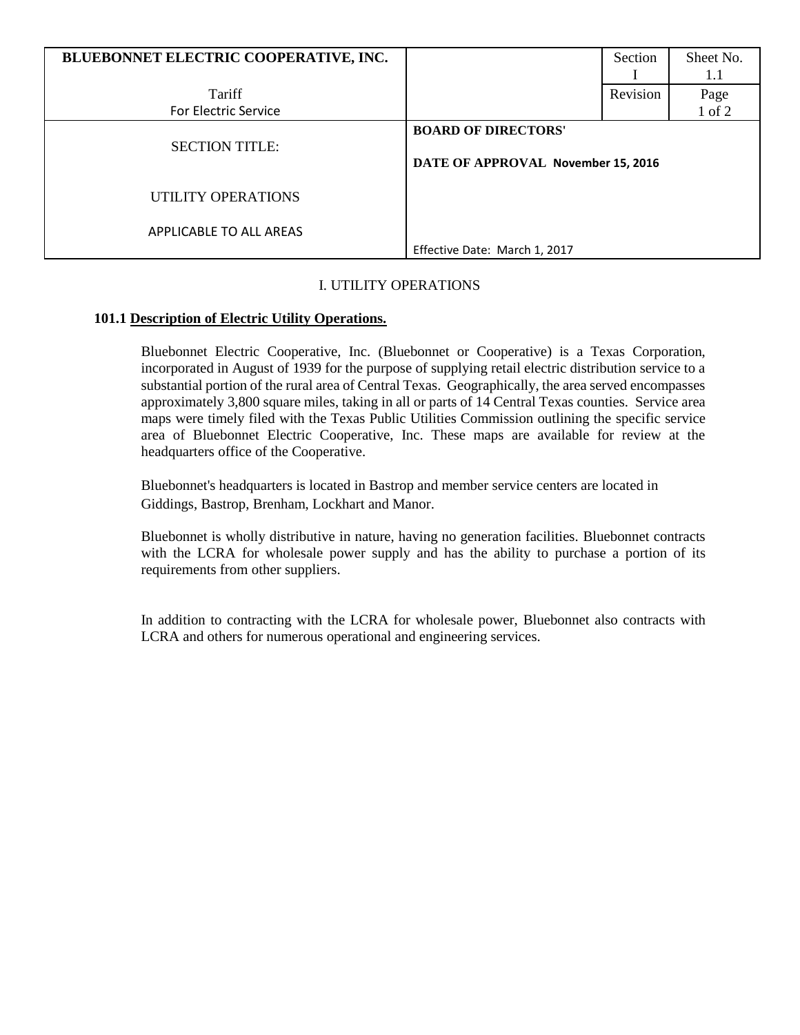| BLUEBONNET ELECTRIC COOPERATIVE, INC. | | Section I | Sheet No. 1.1 |
|---|---|---|---|
| Tariff For Electric Service | | Revision | Page 1 of 2 |
| SECTION TITLE: UTILITY OPERATIONS APPLICABLE TO ALL AREAS | BOARD OF DIRECTORS' DATE OF APPROVAL November 15, 2016 Effective Date: March 1, 2017 | | |

# I. UTILITY OPERATIONS

**101.1 Description of Electric Utility Operations.**

Bluebonnet Electric Cooperative, Inc. (Bluebonnet or Cooperative) is a Texas Corporation, incorporated in August of 1939 for the purpose of supplying retail electric distribution service to a substantial portion of the rural area of Central Texas. Geographically, the area served encompasses approximately 3,800 square miles, taking in all or parts of 14 Central Texas counties. Service area maps were timely filed with the Texas Public Utilities Commission outlining the specific service area of Bluebonnet Electric Cooperative, Inc. These maps are available for review at the headquarters office of the Cooperative.

Bluebonnet's headquarters is located in Bastrop and member service centers are located in Giddings, Bastrop, Brenham, Lockhart and Manor.

Bluebonnet is wholly distributive in nature, having no generation facilities. Bluebonnet contracts with the LCRA for wholesale power supply and has the ability to purchase a portion of its requirements from other suppliers.

In addition to contracting with the LCRA for wholesale power, Bluebonnet also contracts with LCRA and others for numerous operational and engineering services.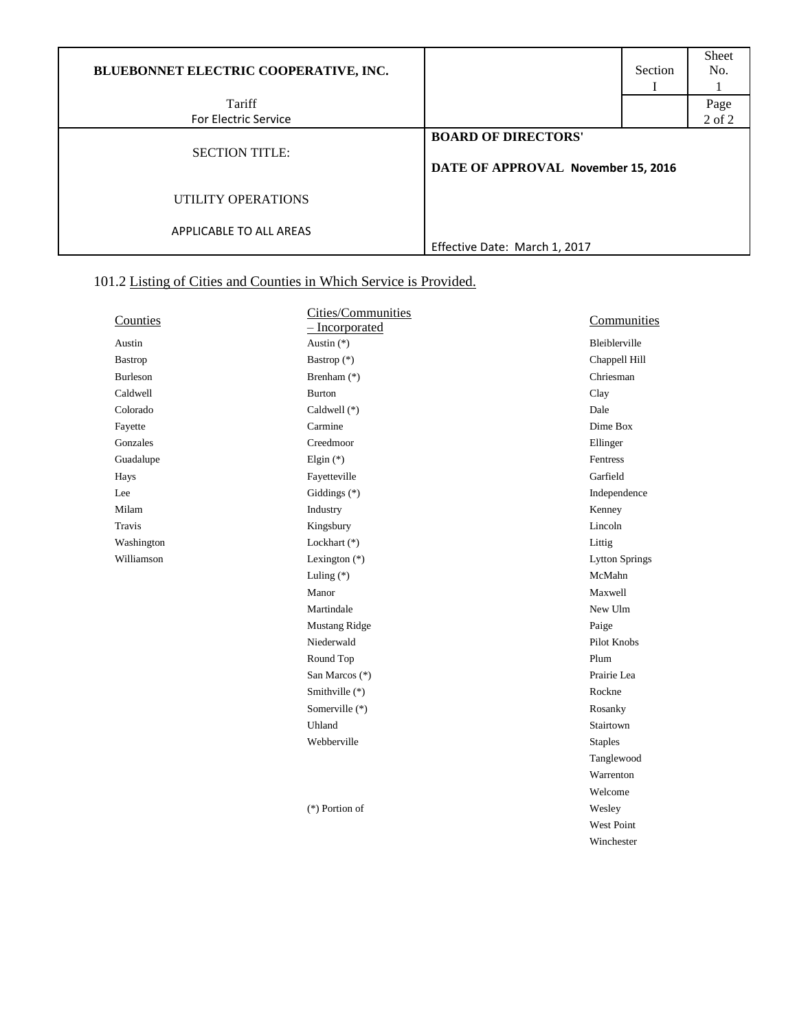| BLUEBONNET ELECTRIC COOPERATIVE, INC. | | Section I | Sheet No. 1 |
|---|---|---|---|
| Tariff For Electric Service | | | Page 2 of 2 |
| SECTION TITLE: UTILITY OPERATIONS APPLICABLE TO ALL AREAS | **BOARD OF DIRECTORS' DATE OF APPROVAL November 15, 2016** Effective Date: March 1, 2017 | | |

101.2 Listing of Cities and Counties in Which Service is Provided.

| Counties | Cities/Communities – Incorporated | Communities |
|---|---|---|
| Austin | Austin (*) | Bleiblerville |
| Bastrop | Bastrop (*) | Chappell Hill |
| Burleson | Brenham (*) | Chriesman |
| Caldwell | Burton | Clay |
| Colorado | Caldwell (*) | Dale |
| Fayette | Carmine | Dime Box |
| Gonzales | Creedmoor | Ellinger |
| Guadalupe | Elgin (*) | Fentress |
| Hays | Fayetteville | Garfield |
| Lee | Giddings (*) | Independence |
| Milam | Industry | Kenney |
| Travis | Kingsbury | Lincoln |
| Washington | Lockhart (*) | Littig |
| Williamson | Lexington (*) | Lytton Springs |
| | Luling (*) | McMahn |
| | Manor | Maxwell |
| | Martindale | New Ulm |
| | Mustang Ridge | Paige |
| | Niederwald | Pilot Knobs |
| | Round Top | Plum |
| | San Marcos (*) | Prairie Lea |
| | Smithville (*) | Rockne |
| | Somerville (*) | Rosanky |
| | Uhland | Stairtown |
| | Webberville | Staples |
| | | Tanglewood |
| | | Warrenton |
| | | Welcome |
| | (*) Portion of | Wesley |
| | | West Point |
| | | Winchester |